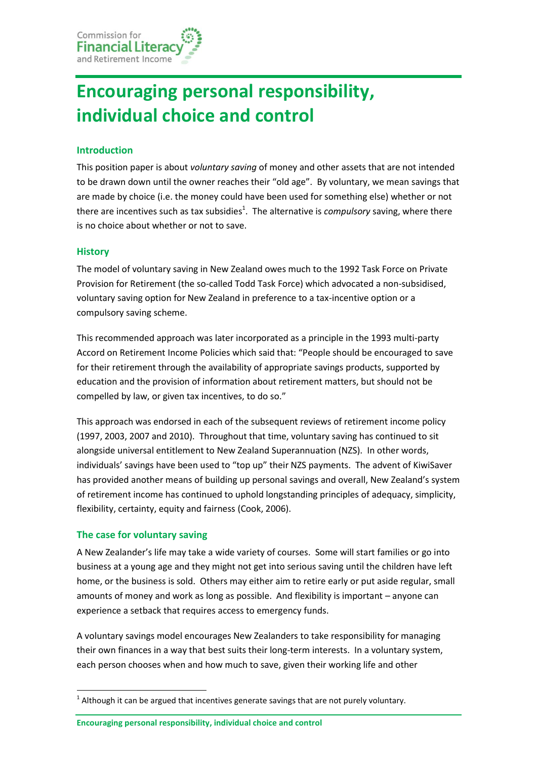Commission for **Financial Literacy** and Retirement Income

# Encouraging personal responsibility, individual choice and control

## Introduction

This position paper is about *voluntary saving* of money and other assets that are not intended to be drawn down until the owner reaches their "old age". By voluntary, we mean savings that are made by choice (i.e. the money could have been used for something else) whether or not there are incentives such as tax subsidies[1]. The alternative is *compulsory* saving, where there is no choice about whether or not to save.

## History

The model of voluntary saving in New Zealand owes much to the 1992 Task Force on Private Provision for Retirement (the so-called Todd Task Force) which advocated a non-subsidised, voluntary saving option for New Zealand in preference to a tax-incentive option or a compulsory saving scheme.

This recommended approach was later incorporated as a principle in the 1993 multi-party Accord on Retirement Income Policies which said that: "People should be encouraged to save for their retirement through the availability of appropriate savings products, supported by education and the provision of information about retirement matters, but should not be compelled by law, or given tax incentives, to do so."

This approach was endorsed in each of the subsequent reviews of retirement income policy (1997, 2003, 2007 and 2010). Throughout that time, voluntary saving has continued to sit alongside universal entitlement to New Zealand Superannuation (NZS). In other words, individuals' savings have been used to "top up" their NZS payments. The advent of KiwiSaver has provided another means of building up personal savings and overall, New Zealand's system of retirement income has continued to uphold longstanding principles of adequacy, simplicity, flexibility, certainty, equity and fairness (Cook, 2006).

## The case for voluntary saving

A New Zealander's life may take a wide variety of courses. Some will start families or go into business at a young age and they might not get into serious saving until the children have left home, or the business is sold. Others may either aim to retire early or put aside regular, small amounts of money and work as long as possible. And flexibility is important – anyone can experience a setback that requires access to emergency funds.

A voluntary savings model encourages New Zealanders to take responsibility for managing their own finances in a way that best suits their long-term interests. In a voluntary system, each person chooses when and how much to save, given their working life and other

[1] Although it can be argued that incentives generate savings that are not purely voluntary.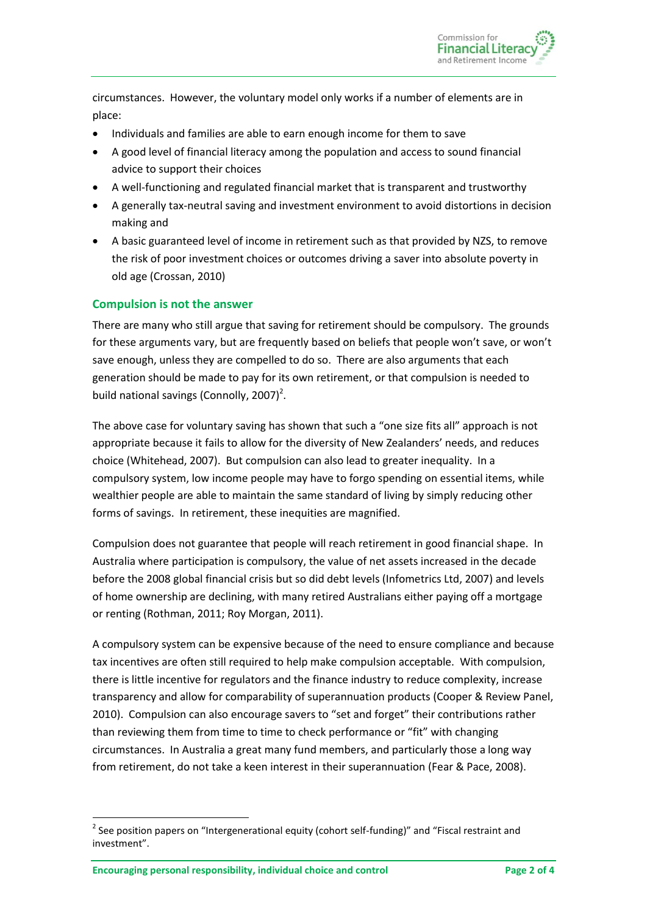circumstances. However, the voluntary model only works if a number of elements are in place:

- Individuals and families are able to earn enough income for them to save
- A good level of financial literacy among the population and access to sound financial advice to support their choices
- A well-functioning and regulated financial market that is transparent and trustworthy
- A generally tax-neutral saving and investment environment to avoid distortions in decision making and
- A basic guaranteed level of income in retirement such as that provided by NZS, to remove the risk of poor investment choices or outcomes driving a saver into absolute poverty in old age (Crossan, 2010)

## Compulsion is not the answer

There are many who still argue that saving for retirement should be compulsory. The grounds for these arguments vary, but are frequently based on beliefs that people won't save, or won't save enough, unless they are compelled to do so. There are also arguments that each generation should be made to pay for its own retirement, or that compulsion is needed to build national savings (Connolly, 2007)[2].

The above case for voluntary saving has shown that such a "one size fits all" approach is not appropriate because it fails to allow for the diversity of New Zealanders' needs, and reduces choice (Whitehead, 2007). But compulsion can also lead to greater inequality. In a compulsory system, low income people may have to forgo spending on essential items, while wealthier people are able to maintain the same standard of living by simply reducing other forms of savings. In retirement, these inequities are magnified.

Compulsion does not guarantee that people will reach retirement in good financial shape. In Australia where participation is compulsory, the value of net assets increased in the decade before the 2008 global financial crisis but so did debt levels (Infometrics Ltd, 2007) and levels of home ownership are declining, with many retired Australians either paying off a mortgage or renting (Rothman, 2011; Roy Morgan, 2011).

A compulsory system can be expensive because of the need to ensure compliance and because tax incentives are often still required to help make compulsion acceptable. With compulsion, there is little incentive for regulators and the finance industry to reduce complexity, increase transparency and allow for comparability of superannuation products (Cooper & Review Panel, 2010). Compulsion can also encourage savers to "set and forget" their contributions rather than reviewing them from time to time to check performance or "fit" with changing circumstances. In Australia a great many fund members, and particularly those a long way from retirement, do not take a keen interest in their superannuation (Fear & Pace, 2008).

---

[2] See position papers on "Intergenerational equity (cohort self-funding)" and "Fiscal restraint and investment".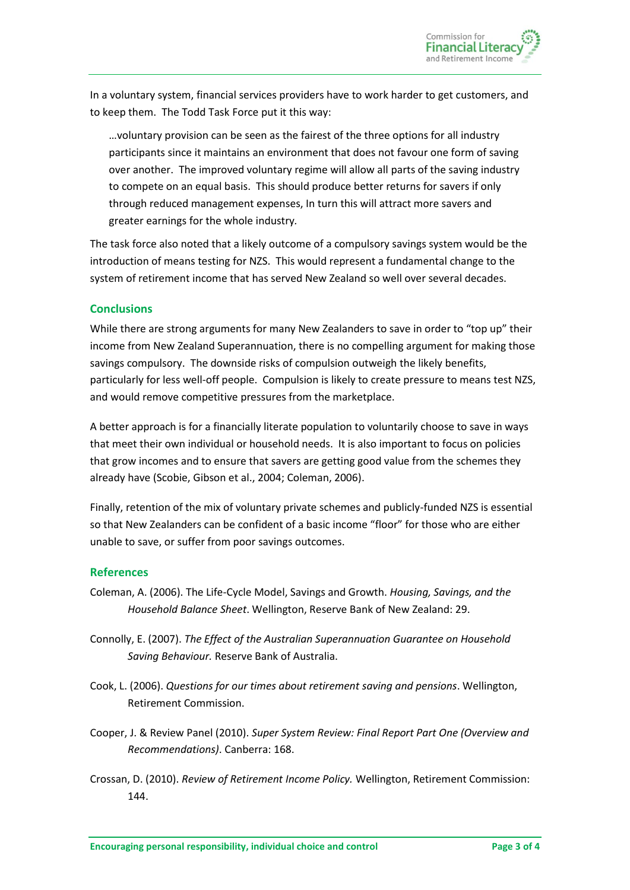In a voluntary system, financial services providers have to work harder to get customers, and to keep them. The Todd Task Force put it this way:

> …voluntary provision can be seen as the fairest of the three options for all industry participants since it maintains an environment that does not favour one form of saving over another. The improved voluntary regime will allow all parts of the saving industry to compete on an equal basis. This should produce better returns for savers if only through reduced management expenses, In turn this will attract more savers and greater earnings for the whole industry.

The task force also noted that a likely outcome of a compulsory savings system would be the introduction of means testing for NZS. This would represent a fundamental change to the system of retirement income that has served New Zealand so well over several decades.

## Conclusions

While there are strong arguments for many New Zealanders to save in order to "top up" their income from New Zealand Superannuation, there is no compelling argument for making those savings compulsory. The downside risks of compulsion outweigh the likely benefits, particularly for less well-off people. Compulsion is likely to create pressure to means test NZS, and would remove competitive pressures from the marketplace.

A better approach is for a financially literate population to voluntarily choose to save in ways that meet their own individual or household needs. It is also important to focus on policies that grow incomes and to ensure that savers are getting good value from the schemes they already have (Scobie, Gibson et al., 2004; Coleman, 2006).

Finally, retention of the mix of voluntary private schemes and publicly-funded NZS is essential so that New Zealanders can be confident of a basic income "floor" for those who are either unable to save, or suffer from poor savings outcomes.

## References

Coleman, A. (2006). The Life-Cycle Model, Savings and Growth. *Housing, Savings, and the Household Balance Sheet*. Wellington, Reserve Bank of New Zealand: 29.

Connolly, E. (2007). *The Effect of the Australian Superannuation Guarantee on Household Saving Behaviour.* Reserve Bank of Australia.

Cook, L. (2006). *Questions for our times about retirement saving and pensions*. Wellington, Retirement Commission.

Cooper, J. & Review Panel (2010). *Super System Review: Final Report Part One (Overview and Recommendations)*. Canberra: 168.

Crossan, D. (2010). *Review of Retirement Income Policy.* Wellington, Retirement Commission: 144.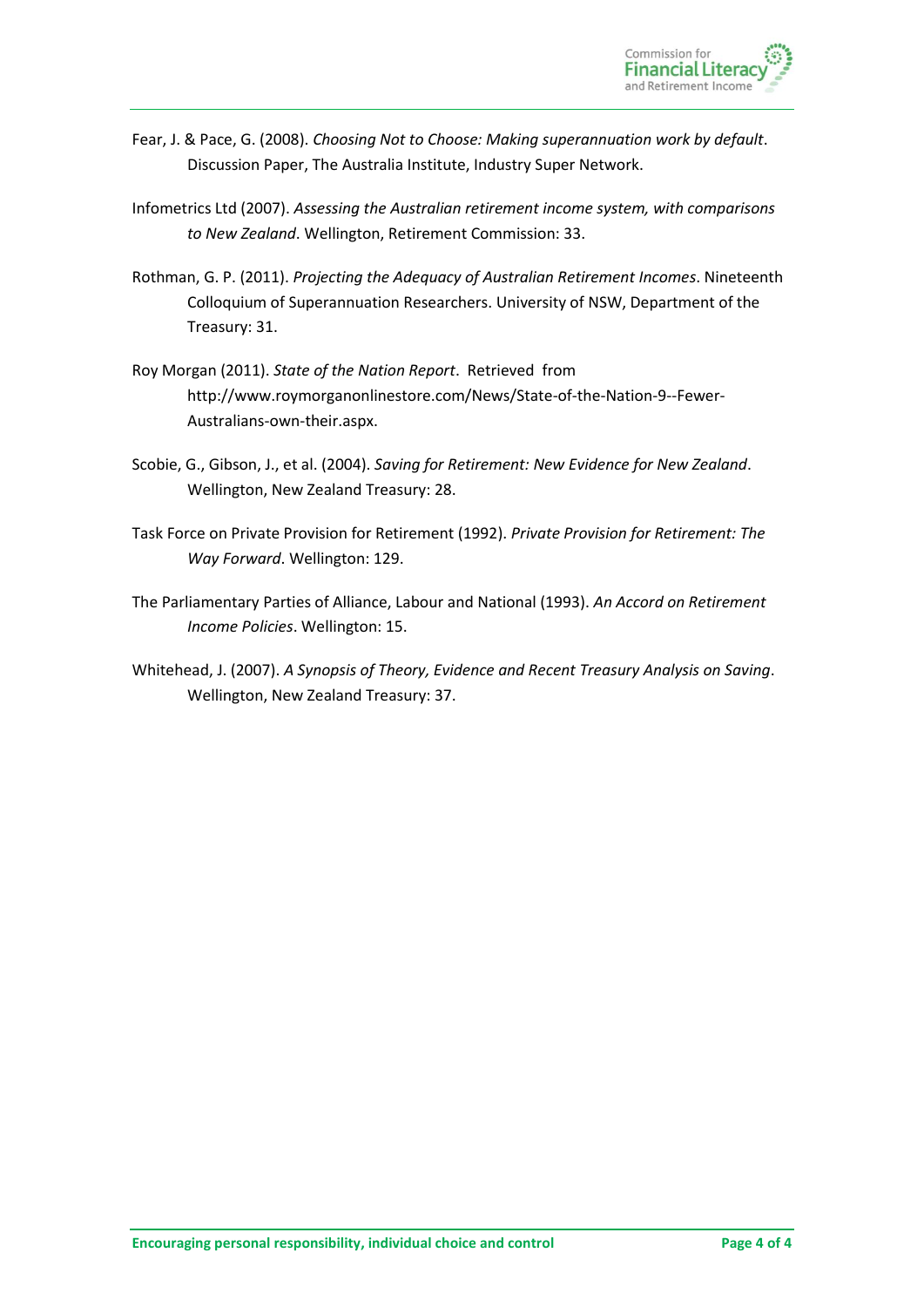Fear, J. & Pace, G. (2008). *Choosing Not to Choose: Making superannuation work by default*. Discussion Paper, The Australia Institute, Industry Super Network.

Infometrics Ltd (2007). *Assessing the Australian retirement income system, with comparisons to New Zealand*. Wellington, Retirement Commission: 33.

Rothman, G. P. (2011). *Projecting the Adequacy of Australian Retirement Incomes*. Nineteenth Colloquium of Superannuation Researchers. University of NSW, Department of the Treasury: 31.

Roy Morgan (2011). *State of the Nation Report*. Retrieved from http://www.roymorganonlinestore.com/News/State-of-the-Nation-9--Fewer-Australians-own-their.aspx.

Scobie, G., Gibson, J., et al. (2004). *Saving for Retirement: New Evidence for New Zealand*. Wellington, New Zealand Treasury: 28.

Task Force on Private Provision for Retirement (1992). *Private Provision for Retirement: The Way Forward*. Wellington: 129.

The Parliamentary Parties of Alliance, Labour and National (1993). *An Accord on Retirement Income Policies*. Wellington: 15.

Whitehead, J. (2007). *A Synopsis of Theory, Evidence and Recent Treasury Analysis on Saving*. Wellington, New Zealand Treasury: 37.